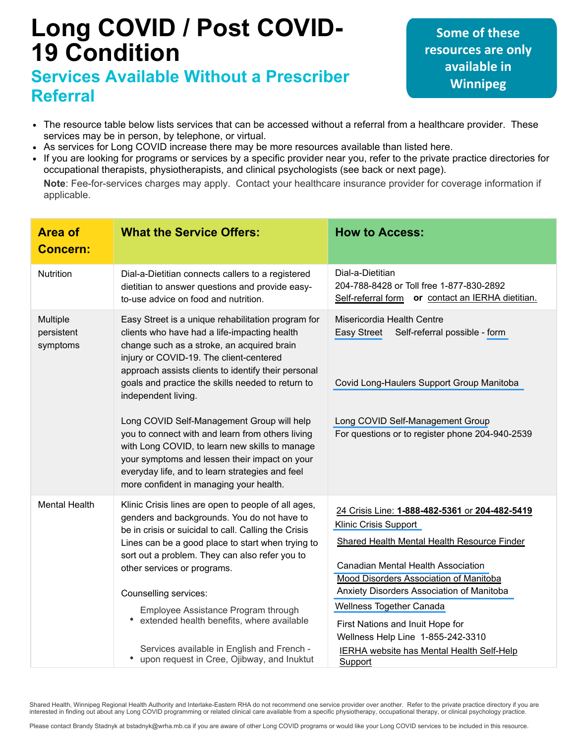# Long COVID / Post COVID-19 Condition

## Services Available Without a Prescriber Referral

**Some of these resources are only available in Winnipeg**

- The resource table below lists services that can be accessed without a referral from a healthcare provider. These services may be in person, by telephone, or virtual.
- As services for Long COVID increase there may be more resources available than listed here.
- If you are looking for programs or services by a specific provider near you, refer to the private practice directories for occupational therapists, physiotherapists, and clinical psychologists (see back or next page).

**Note**: Fee-for-services charges may apply. Contact your healthcare insurance provider for coverage information if applicable.

| Area of Concern: | What the Service Offers: | How to Access: |
|---|---|---|
| Nutrition | Dial-a-Dietitian connects callers to a registered dietitian to answer questions and provide easy-to-use advice on food and nutrition. | Dial-a-Dietitian<br>204-788-8428 or Toll free 1-877-830-2892<br>Self-referral form **or** contact an IERHA dietitian. |
| Multiple persistent symptoms | Easy Street is a unique rehabilitation program for clients who have had a life-impacting health change such as a stroke, an acquired brain injury or COVID-19. The client-centered approach assists clients to identify their personal goals and practice the skills needed to return to independent living.<br><br>Long COVID Self-Management Group will help you to connect with and learn from others living with Long COVID, to learn new skills to manage your symptoms and lessen their impact on your everyday life, and to learn strategies and feel more confident in managing your health. | Misericordia Health Centre<br>Easy Street Self-referral possible - form<br><br>Covid Long-Haulers Support Group Manitoba<br><br>Long COVID Self-Management Group<br>For questions or to register phone 204-940-2539 |
| Mental Health | Klinic Crisis lines are open to people of all ages, genders and backgrounds. You do not have to be in crisis or suicidal to call. Calling the Crisis Lines can be a good place to start when trying to sort out a problem. They can also refer you to other services or programs.<br><br>Counselling services:<br>• Employee Assistance Program through extended health benefits, where available<br>• Services available in English and French - upon request in Cree, Ojibway, and Inuktut | 24 Crisis Line: **1-888-482-5361** or **204-482-5419**<br>Klinic Crisis Support<br>Shared Health Mental Health Resource Finder<br><br>Canadian Mental Health Association<br>Mood Disorders Association of Manitoba<br>Anxiety Disorders Association of Manitoba<br>Wellness Together Canada<br><br>First Nations and Inuit Hope for Wellness Help Line 1-855-242-3310<br>IERHA website has Mental Health Self-Help Support |

Shared Health, Winnipeg Regional Health Authority and Interlake-Eastern RHA do not recommend one service provider over another. Refer to the private practice directory if you are interested in finding out about any Long COVID programming or related clinical care available from a specific physiotherapy, occupational therapy, or clinical psychology practice.

Please contact Brandy Stadnyk at bstadnyk@wrha.mb.ca if you are aware of other Long COVID programs or would like your Long COVID services to be included in this resource.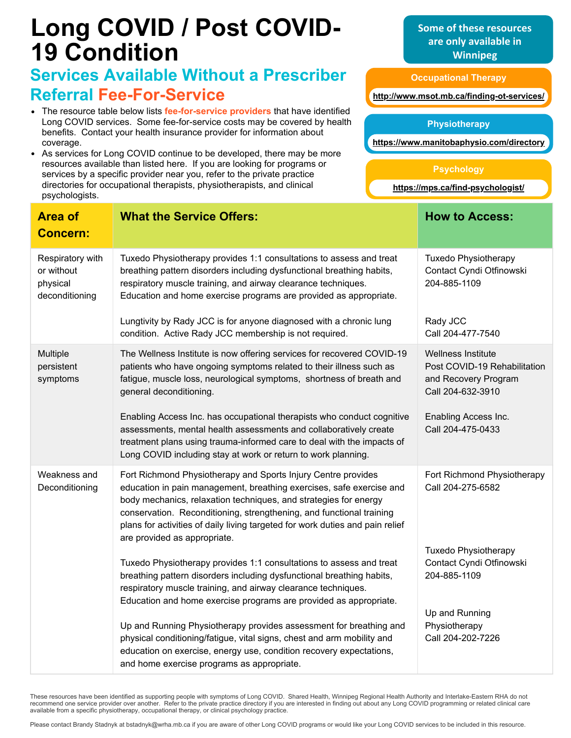# Long COVID / Post COVID-19 Condition

## Services Available Without a Prescriber Referral Fee-For-Service

- The resource table below lists **fee-for-service providers** that have identified Long COVID services. Some fee-for-service costs may be covered by health benefits. Contact your health insurance provider for information about coverage.
- As services for Long COVID continue to be developed, there may be more resources available than listed here. If you are looking for programs or services by a specific provider near you, refer to the private practice directories for occupational therapists, physiotherapists, and clinical psychologists.

**Some of these resources are only available in Winnipeg**

**Occupational Therapy**
http://www.msot.mb.ca/finding-ot-services/

**Physiotherapy**
https://www.manitobaphysio.com/directory

**Psychology**
https://mps.ca/find-psychologist/

| Area of Concern: | What the Service Offers: | How to Access: |
|---|---|---|
| Respiratory with or without physical deconditioning | Tuxedo Physiotherapy provides 1:1 consultations to assess and treat breathing pattern disorders including dysfunctional breathing habits, respiratory muscle training, and airway clearance techniques. Education and home exercise programs are provided as appropriate. | Tuxedo Physiotherapy<br>Contact Cyndi Otfinowski<br>204-885-1109 |
| | Lungtivity by Rady JCC is for anyone diagnosed with a chronic lung condition. Active Rady JCC membership is not required. | Rady JCC<br>Call 204-477-7540 |
| Multiple persistent symptoms | The Wellness Institute is now offering services for recovered COVID-19 patients who have ongoing symptoms related to their illness such as fatigue, muscle loss, neurological symptoms, shortness of breath and general deconditioning. | Wellness Institute<br>Post COVID-19 Rehabilitation and Recovery Program<br>Call 204-632-3910 |
| | Enabling Access Inc. has occupational therapists who conduct cognitive assessments, mental health assessments and collaboratively create treatment plans using trauma-informed care to deal with the impacts of Long COVID including stay at work or return to work planning. | Enabling Access Inc.<br>Call 204-475-0433 |
| Weakness and Deconditioning | Fort Richmond Physiotherapy and Sports Injury Centre provides education in pain management, breathing exercises, safe exercise and body mechanics, relaxation techniques, and strategies for energy conservation. Reconditioning, strengthening, and functional training plans for activities of daily living targeted for work duties and pain relief are provided as appropriate. | Fort Richmond Physiotherapy<br>Call 204-275-6582 |
| | Tuxedo Physiotherapy provides 1:1 consultations to assess and treat breathing pattern disorders including dysfunctional breathing habits, respiratory muscle training, and airway clearance techniques. Education and home exercise programs are provided as appropriate. | Tuxedo Physiotherapy<br>Contact Cyndi Otfinowski<br>204-885-1109 |
| | Up and Running Physiotherapy provides assessment for breathing and physical conditioning/fatigue, vital signs, chest and arm mobility and education on exercise, energy use, condition recovery expectations, and home exercise programs as appropriate. | Up and Running Physiotherapy<br>Call 204-202-7226 |

These resources have been identified as supporting people with symptoms of Long COVID. Shared Health, Winnipeg Regional Health Authority and Interlake-Eastern RHA do not recommend one service provider over another. Refer to the private practice directory if you are interested in finding out about any Long COVID programming or related clinical care available from a specific physiotherapy, occupational therapy, or clinical psychology practice.

Please contact Brandy Stadnyk at bstadnyk@wrha.mb.ca if you are aware of other Long COVID programs or would like your Long COVID services to be included in this resource.